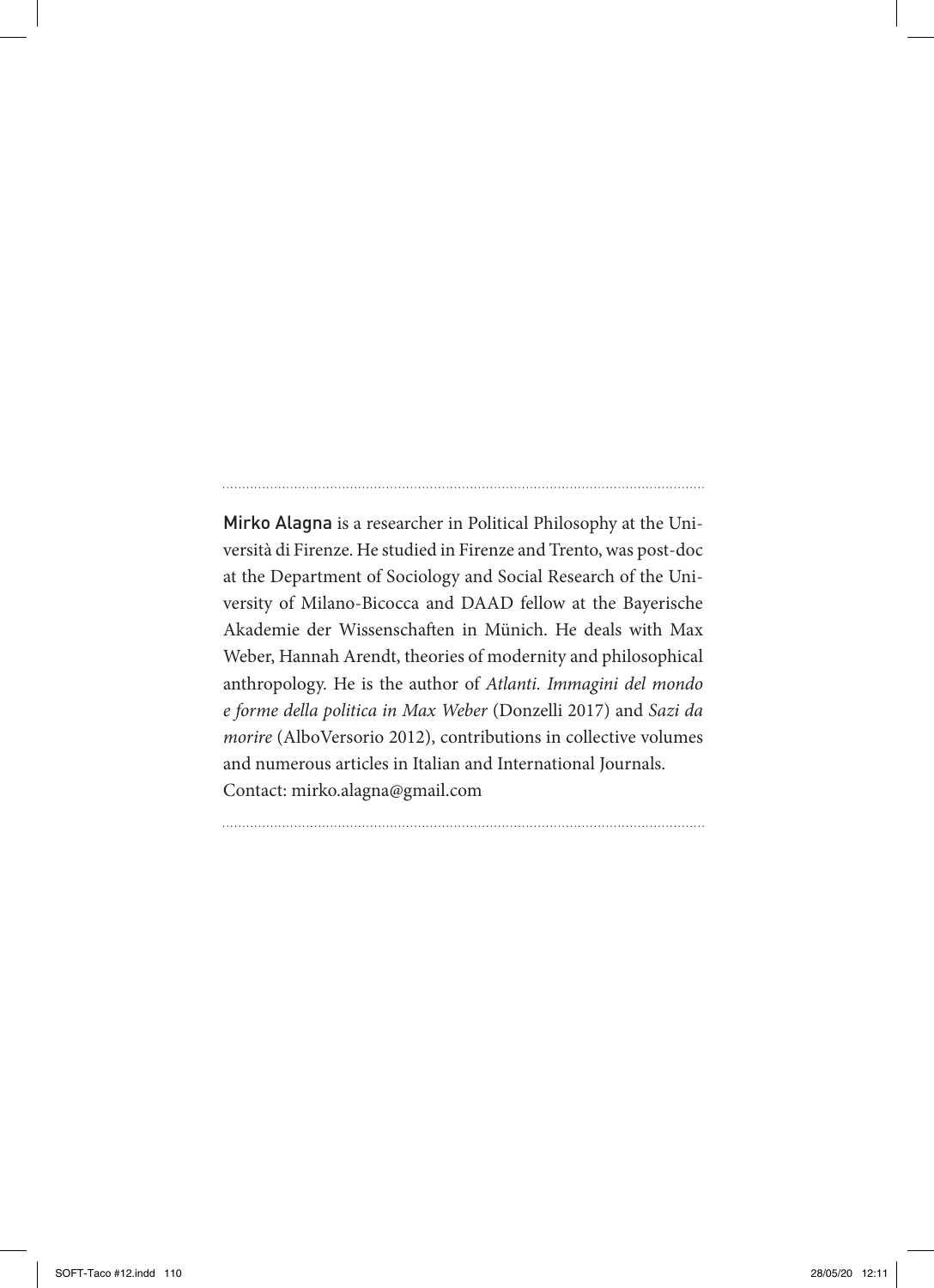Mirko Alagna is a researcher in Political Philosophy at the Università di Firenze. He studied in Firenze and Trento, was post-doc at the Department of Sociology and Social Research of the University of Milano-Bicocca and DAAD fellow at the Bayerische Akademie der Wissenschaften in Münich. He deals with Max Weber, Hannah Arendt, theories of modernity and philosophical anthropology. He is the author of *Atlanti. Immagini del mondo e forme della politica in Max Weber* (Donzelli 2017) and *Sazi da morire* (AlboVersorio 2012), contributions in collective volumes and numerous articles in Italian and International Journals.
Contact: mirko.alagna@gmail.com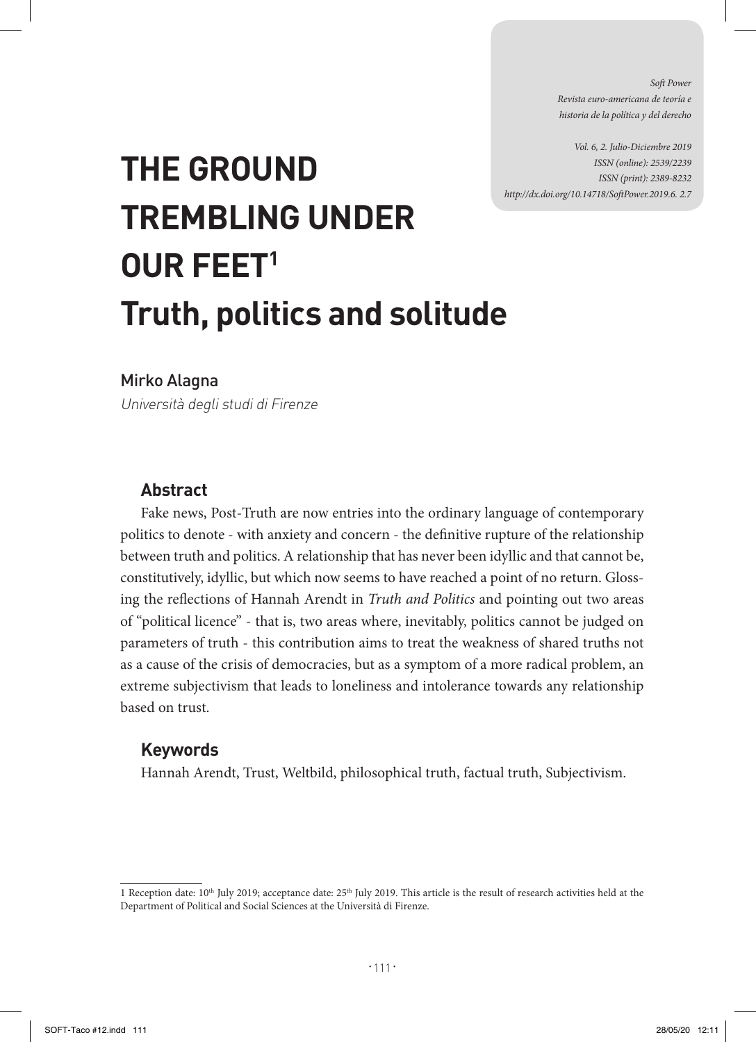# THE GROUND TREMBLING UNDER OUR FEET[1]

## Truth, politics and solitude

Mirko Alagna

*Università degli studi di Firenze*

### Abstract

Fake news, Post-Truth are now entries into the ordinary language of contemporary politics to denote - with anxiety and concern - the definitive rupture of the relationship between truth and politics. A relationship that has never been idyllic and that cannot be, constitutively, idyllic, but which now seems to have reached a point of no return. Glossing the reflections of Hannah Arendt in *Truth and Politics* and pointing out two areas of "political licence" - that is, two areas where, inevitably, politics cannot be judged on parameters of truth - this contribution aims to treat the weakness of shared truths not as a cause of the crisis of democracies, but as a symptom of a more radical problem, an extreme subjectivism that leads to loneliness and intolerance towards any relationship based on trust.

### Keywords

Hannah Arendt, Trust, Weltbild, philosophical truth, factual truth, Subjectivism.

---

1 Reception date: 10th July 2019; acceptance date: 25th July 2019. This article is the result of research activities held at the Department of Political and Social Sciences at the Università di Firenze.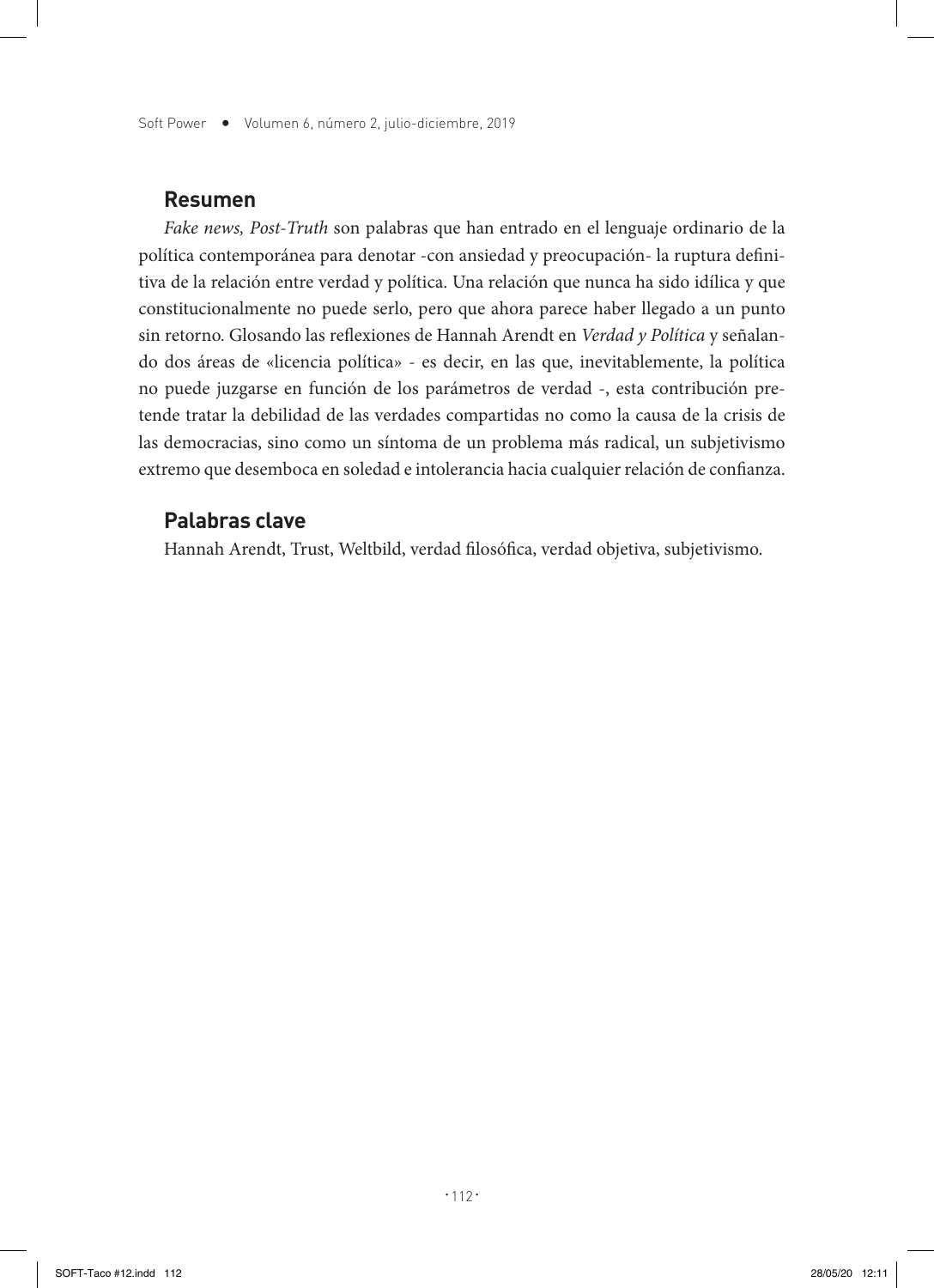## Resumen

*Fake news, Post-Truth* son palabras que han entrado en el lenguaje ordinario de la política contemporánea para denotar -con ansiedad y preocupación- la ruptura definitiva de la relación entre verdad y política. Una relación que nunca ha sido idílica y que constitucionalmente no puede serlo, pero que ahora parece haber llegado a un punto sin retorno. Glosando las reflexiones de Hannah Arendt en *Verdad y Política* y señalando dos áreas de «licencia política» - es decir, en las que, inevitablemente, la política no puede juzgarse en función de los parámetros de verdad -, esta contribución pretende tratar la debilidad de las verdades compartidas no como la causa de la crisis de las democracias, sino como un síntoma de un problema más radical, un subjetivismo extremo que desemboca en soledad e intolerancia hacia cualquier relación de confianza.

## Palabras clave

Hannah Arendt, Trust, Weltbild, verdad filosófica, verdad objetiva, subjetivismo.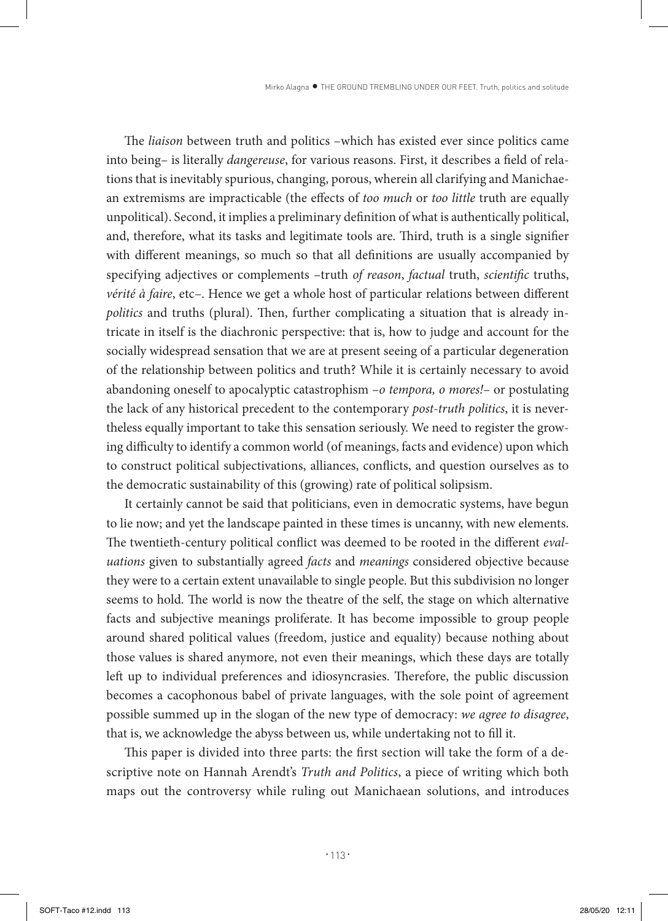The *liaison* between truth and politics –which has existed ever since politics came into being– is literally *dangereuse*, for various reasons. First, it describes a field of relations that is inevitably spurious, changing, porous, wherein all clarifying and Manichaean extremisms are impracticable (the effects of *too much* or *too little* truth are equally unpolitical). Second, it implies a preliminary definition of what is authentically political, and, therefore, what its tasks and legitimate tools are. Third, truth is a single signifier with different meanings, so much so that all definitions are usually accompanied by specifying adjectives or complements –truth *of reason*, *factual* truth, *scientific* truths, *vérité à faire*, etc–. Hence we get a whole host of particular relations between different *politics* and truths (plural). Then, further complicating a situation that is already intricate in itself is the diachronic perspective: that is, how to judge and account for the socially widespread sensation that we are at present seeing of a particular degeneration of the relationship between politics and truth? While it is certainly necessary to avoid abandoning oneself to apocalyptic catastrophism –*o tempora, o mores!*– or postulating the lack of any historical precedent to the contemporary *post-truth politics*, it is nevertheless equally important to take this sensation seriously. We need to register the growing difficulty to identify a common world (of meanings, facts and evidence) upon which to construct political subjectivations, alliances, conflicts, and question ourselves as to the democratic sustainability of this (growing) rate of political solipsism.

It certainly cannot be said that politicians, even in democratic systems, have begun to lie now; and yet the landscape painted in these times is uncanny, with new elements. The twentieth-century political conflict was deemed to be rooted in the different *evaluations* given to substantially agreed *facts* and *meanings* considered objective because they were to a certain extent unavailable to single people. But this subdivision no longer seems to hold. The world is now the theatre of the self, the stage on which alternative facts and subjective meanings proliferate. It has become impossible to group people around shared political values (freedom, justice and equality) because nothing about those values is shared anymore, not even their meanings, which these days are totally left up to individual preferences and idiosyncrasies. Therefore, the public discussion becomes a cacophonous babel of private languages, with the sole point of agreement possible summed up in the slogan of the new type of democracy: *we agree to disagree*, that is, we acknowledge the abyss between us, while undertaking not to fill it.

This paper is divided into three parts: the first section will take the form of a descriptive note on Hannah Arendt's *Truth and Politics*, a piece of writing which both maps out the controversy while ruling out Manichaean solutions, and introduces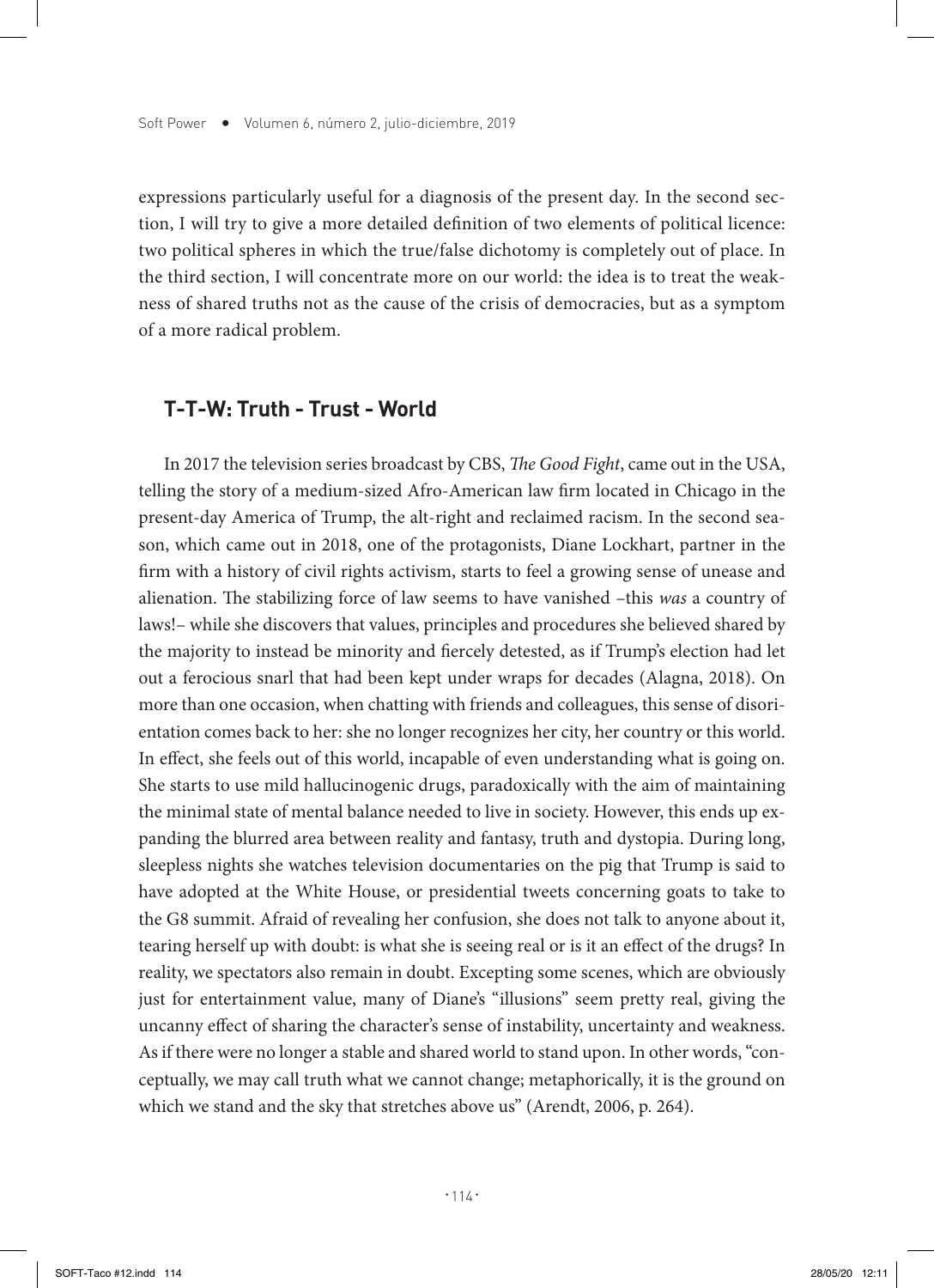expressions particularly useful for a diagnosis of the present day. In the second section, I will try to give a more detailed definition of two elements of political licence: two political spheres in which the true/false dichotomy is completely out of place. In the third section, I will concentrate more on our world: the idea is to treat the weakness of shared truths not as the cause of the crisis of democracies, but as a symptom of a more radical problem.

## T-T-W: Truth - Trust - World

In 2017 the television series broadcast by CBS, *The Good Fight*, came out in the USA, telling the story of a medium-sized Afro-American law firm located in Chicago in the present-day America of Trump, the alt-right and reclaimed racism. In the second season, which came out in 2018, one of the protagonists, Diane Lockhart, partner in the firm with a history of civil rights activism, starts to feel a growing sense of unease and alienation. The stabilizing force of law seems to have vanished –this *was* a country of laws!– while she discovers that values, principles and procedures she believed shared by the majority to instead be minority and fiercely detested, as if Trump's election had let out a ferocious snarl that had been kept under wraps for decades (Alagna, 2018). On more than one occasion, when chatting with friends and colleagues, this sense of disorientation comes back to her: she no longer recognizes her city, her country or this world. In effect, she feels out of this world, incapable of even understanding what is going on. She starts to use mild hallucinogenic drugs, paradoxically with the aim of maintaining the minimal state of mental balance needed to live in society. However, this ends up expanding the blurred area between reality and fantasy, truth and dystopia. During long, sleepless nights she watches television documentaries on the pig that Trump is said to have adopted at the White House, or presidential tweets concerning goats to take to the G8 summit. Afraid of revealing her confusion, she does not talk to anyone about it, tearing herself up with doubt: is what she is seeing real or is it an effect of the drugs? In reality, we spectators also remain in doubt. Excepting some scenes, which are obviously just for entertainment value, many of Diane's "illusions" seem pretty real, giving the uncanny effect of sharing the character's sense of instability, uncertainty and weakness. As if there were no longer a stable and shared world to stand upon. In other words, "conceptually, we may call truth what we cannot change; metaphorically, it is the ground on which we stand and the sky that stretches above us" (Arendt, 2006, p. 264).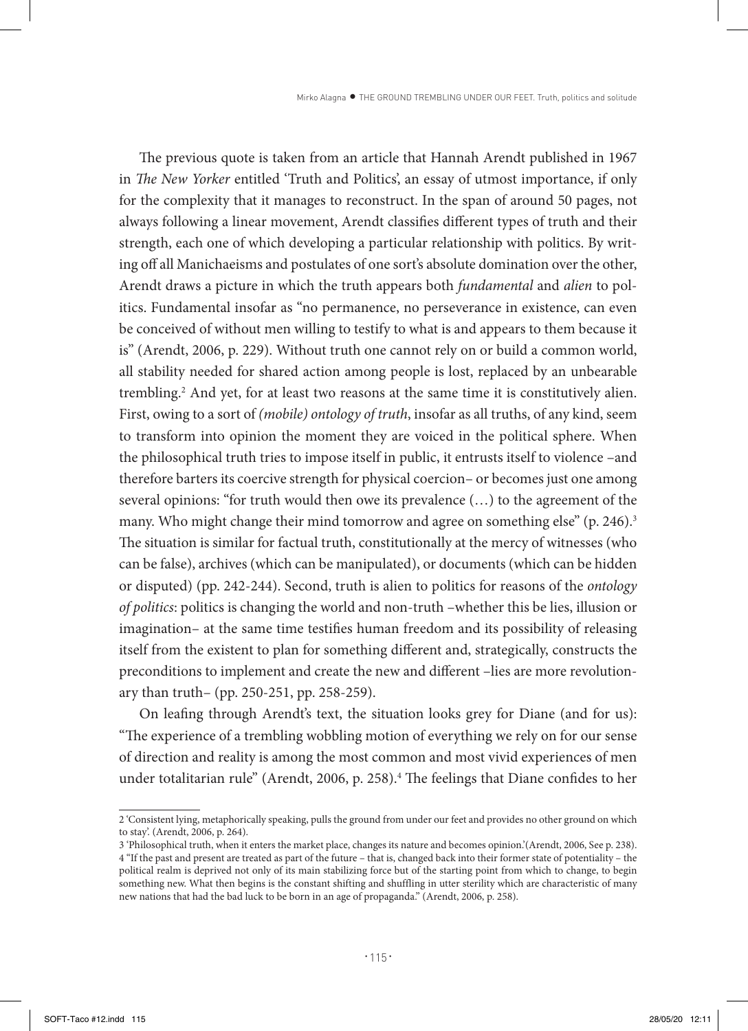The previous quote is taken from an article that Hannah Arendt published in 1967 in *The New Yorker* entitled 'Truth and Politics', an essay of utmost importance, if only for the complexity that it manages to reconstruct. In the span of around 50 pages, not always following a linear movement, Arendt classifies different types of truth and their strength, each one of which developing a particular relationship with politics. By writing off all Manichaeisms and postulates of one sort's absolute domination over the other, Arendt draws a picture in which the truth appears both *fundamental* and *alien* to politics. Fundamental insofar as "no permanence, no perseverance in existence, can even be conceived of without men willing to testify to what is and appears to them because it is" (Arendt, 2006, p. 229). Without truth one cannot rely on or build a common world, all stability needed for shared action among people is lost, replaced by an unbearable trembling.[2] And yet, for at least two reasons at the same time it is constitutively alien. First, owing to a sort of *(mobile) ontology of truth*, insofar as all truths, of any kind, seem to transform into opinion the moment they are voiced in the political sphere. When the philosophical truth tries to impose itself in public, it entrusts itself to violence –and therefore barters its coercive strength for physical coercion– or becomes just one among several opinions: "for truth would then owe its prevalence (…) to the agreement of the many. Who might change their mind tomorrow and agree on something else" (p. 246).[3] The situation is similar for factual truth, constitutionally at the mercy of witnesses (who can be false), archives (which can be manipulated), or documents (which can be hidden or disputed) (pp. 242-244). Second, truth is alien to politics for reasons of the *ontology of politics*: politics is changing the world and non-truth –whether this be lies, illusion or imagination– at the same time testifies human freedom and its possibility of releasing itself from the existent to plan for something different and, strategically, constructs the preconditions to implement and create the new and different –lies are more revolutionary than truth– (pp. 250-251, pp. 258-259).

On leafing through Arendt's text, the situation looks grey for Diane (and for us): "The experience of a trembling wobbling motion of everything we rely on for our sense of direction and reality is among the most common and most vivid experiences of men under totalitarian rule" (Arendt, 2006, p. 258).[4] The feelings that Diane confides to her

---

2 'Consistent lying, metaphorically speaking, pulls the ground from under our feet and provides no other ground on which to stay'. (Arendt, 2006, p. 264).

3 'Philosophical truth, when it enters the market place, changes its nature and becomes opinion.'(Arendt, 2006, See p. 238).

4 "If the past and present are treated as part of the future – that is, changed back into their former state of potentiality – the political realm is deprived not only of its main stabilizing force but of the starting point from which to change, to begin something new. What then begins is the constant shifting and shuffling in utter sterility which are characteristic of many new nations that had the bad luck to be born in an age of propaganda." (Arendt, 2006, p. 258).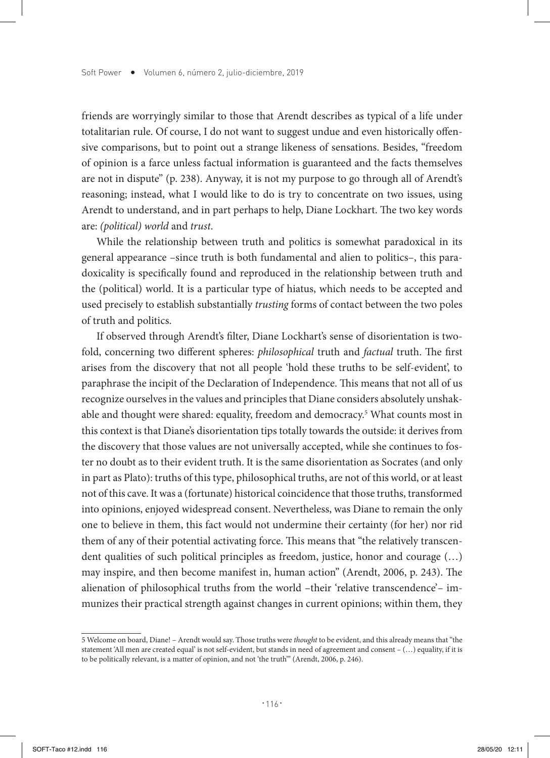friends are worryingly similar to those that Arendt describes as typical of a life under totalitarian rule. Of course, I do not want to suggest undue and even historically offensive comparisons, but to point out a strange likeness of sensations. Besides, "freedom of opinion is a farce unless factual information is guaranteed and the facts themselves are not in dispute" (p. 238). Anyway, it is not my purpose to go through all of Arendt's reasoning; instead, what I would like to do is try to concentrate on two issues, using Arendt to understand, and in part perhaps to help, Diane Lockhart. The two key words are: *(political) world* and *trust*.

While the relationship between truth and politics is somewhat paradoxical in its general appearance –since truth is both fundamental and alien to politics–, this paradoxicality is specifically found and reproduced in the relationship between truth and the (political) world. It is a particular type of hiatus, which needs to be accepted and used precisely to establish substantially *trusting* forms of contact between the two poles of truth and politics.

If observed through Arendt's filter, Diane Lockhart's sense of disorientation is twofold, concerning two different spheres: *philosophical* truth and *factual* truth. The first arises from the discovery that not all people 'hold these truths to be self-evident', to paraphrase the incipit of the Declaration of Independence. This means that not all of us recognize ourselves in the values and principles that Diane considers absolutely unshakable and thought were shared: equality, freedom and democracy.[5] What counts most in this context is that Diane's disorientation tips totally towards the outside: it derives from the discovery that those values are not universally accepted, while she continues to foster no doubt as to their evident truth. It is the same disorientation as Socrates (and only in part as Plato): truths of this type, philosophical truths, are not of this world, or at least not of this cave. It was a (fortunate) historical coincidence that those truths, transformed into opinions, enjoyed widespread consent. Nevertheless, was Diane to remain the only one to believe in them, this fact would not undermine their certainty (for her) nor rid them of any of their potential activating force. This means that "the relatively transcendent qualities of such political principles as freedom, justice, honor and courage (…) may inspire, and then become manifest in, human action" (Arendt, 2006, p. 243). The alienation of philosophical truths from the world –their 'relative transcendence'– immunizes their practical strength against changes in current opinions; within them, they

5 Welcome on board, Diane! – Arendt would say. Those truths were *thought* to be evident, and this already means that "the statement 'All men are created equal' is not self-evident, but stands in need of agreement and consent – (…) equality, if it is to be politically relevant, is a matter of opinion, and not 'the truth'" (Arendt, 2006, p. 246).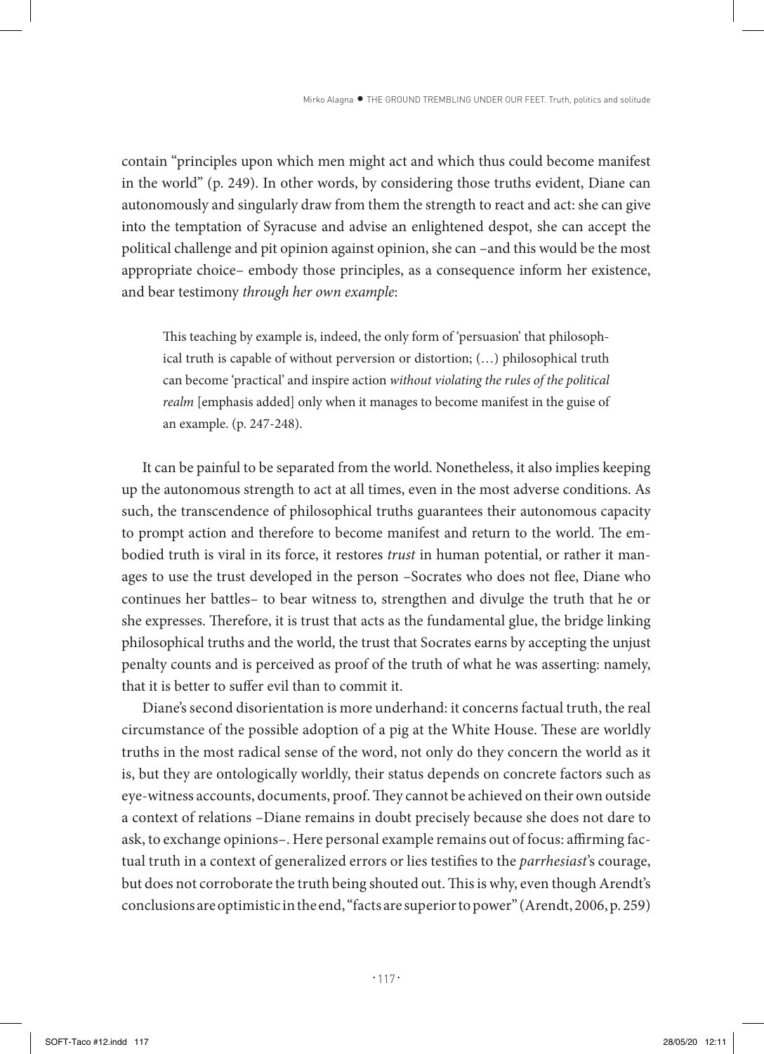contain "principles upon which men might act and which thus could become manifest in the world" (p. 249). In other words, by considering those truths evident, Diane can autonomously and singularly draw from them the strength to react and act: she can give into the temptation of Syracuse and advise an enlightened despot, she can accept the political challenge and pit opinion against opinion, she can –and this would be the most appropriate choice– embody those principles, as a consequence inform her existence, and bear testimony *through her own example*:

> This teaching by example is, indeed, the only form of 'persuasion' that philosophical truth is capable of without perversion or distortion; (…) philosophical truth can become 'practical' and inspire action *without violating the rules of the political realm* [emphasis added] only when it manages to become manifest in the guise of an example. (p. 247-248).

It can be painful to be separated from the world. Nonetheless, it also implies keeping up the autonomous strength to act at all times, even in the most adverse conditions. As such, the transcendence of philosophical truths guarantees their autonomous capacity to prompt action and therefore to become manifest and return to the world. The embodied truth is viral in its force, it restores *trust* in human potential, or rather it manages to use the trust developed in the person –Socrates who does not flee, Diane who continues her battles– to bear witness to, strengthen and divulge the truth that he or she expresses. Therefore, it is trust that acts as the fundamental glue, the bridge linking philosophical truths and the world, the trust that Socrates earns by accepting the unjust penalty counts and is perceived as proof of the truth of what he was asserting: namely, that it is better to suffer evil than to commit it.

Diane's second disorientation is more underhand: it concerns factual truth, the real circumstance of the possible adoption of a pig at the White House. These are worldly truths in the most radical sense of the word, not only do they concern the world as it is, but they are ontologically worldly, their status depends on concrete factors such as eye-witness accounts, documents, proof. They cannot be achieved on their own outside a context of relations –Diane remains in doubt precisely because she does not dare to ask, to exchange opinions–. Here personal example remains out of focus: affirming factual truth in a context of generalized errors or lies testifies to the *parrhesiast*'s courage, but does not corroborate the truth being shouted out. This is why, even though Arendt's conclusions are optimistic in the end, "facts are superior to power" (Arendt, 2006, p. 259)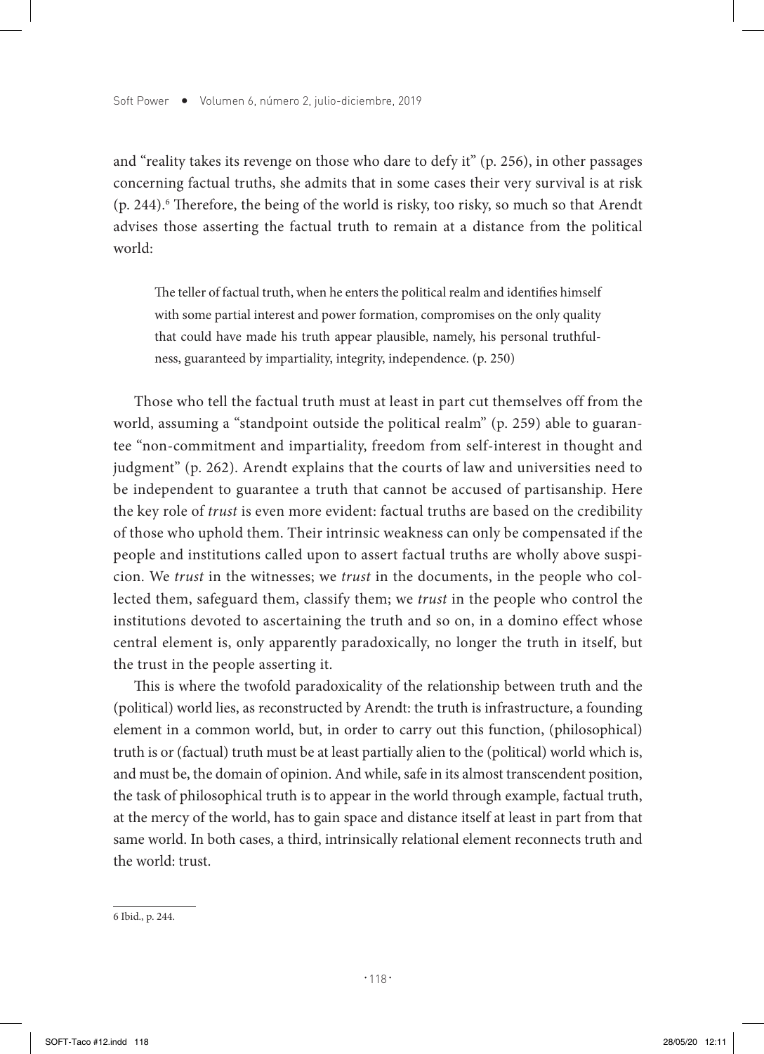and “reality takes its revenge on those who dare to defy it” (p. 256), in other passages concerning factual truths, she admits that in some cases their very survival is at risk (p. 244).[6] Therefore, the being of the world is risky, too risky, so much so that Arendt advises those asserting the factual truth to remain at a distance from the political world:

> The teller of factual truth, when he enters the political realm and identifies himself with some partial interest and power formation, compromises on the only quality that could have made his truth appear plausible, namely, his personal truthfulness, guaranteed by impartiality, integrity, independence. (p. 250)

Those who tell the factual truth must at least in part cut themselves off from the world, assuming a “standpoint outside the political realm” (p. 259) able to guarantee “non-commitment and impartiality, freedom from self-interest in thought and judgment” (p. 262). Arendt explains that the courts of law and universities need to be independent to guarantee a truth that cannot be accused of partisanship. Here the key role of *trust* is even more evident: factual truths are based on the credibility of those who uphold them. Their intrinsic weakness can only be compensated if the people and institutions called upon to assert factual truths are wholly above suspicion. We *trust* in the witnesses; we *trust* in the documents, in the people who collected them, safeguard them, classify them; we *trust* in the people who control the institutions devoted to ascertaining the truth and so on, in a domino effect whose central element is, only apparently paradoxically, no longer the truth in itself, but the trust in the people asserting it.

This is where the twofold paradoxicality of the relationship between truth and the (political) world lies, as reconstructed by Arendt: the truth is infrastructure, a founding element in a common world, but, in order to carry out this function, (philosophical) truth is or (factual) truth must be at least partially alien to the (political) world which is, and must be, the domain of opinion. And while, safe in its almost transcendent position, the task of philosophical truth is to appear in the world through example, factual truth, at the mercy of the world, has to gain space and distance itself at least in part from that same world. In both cases, a third, intrinsically relational element reconnects truth and the world: trust.

---

6 Ibid., p. 244.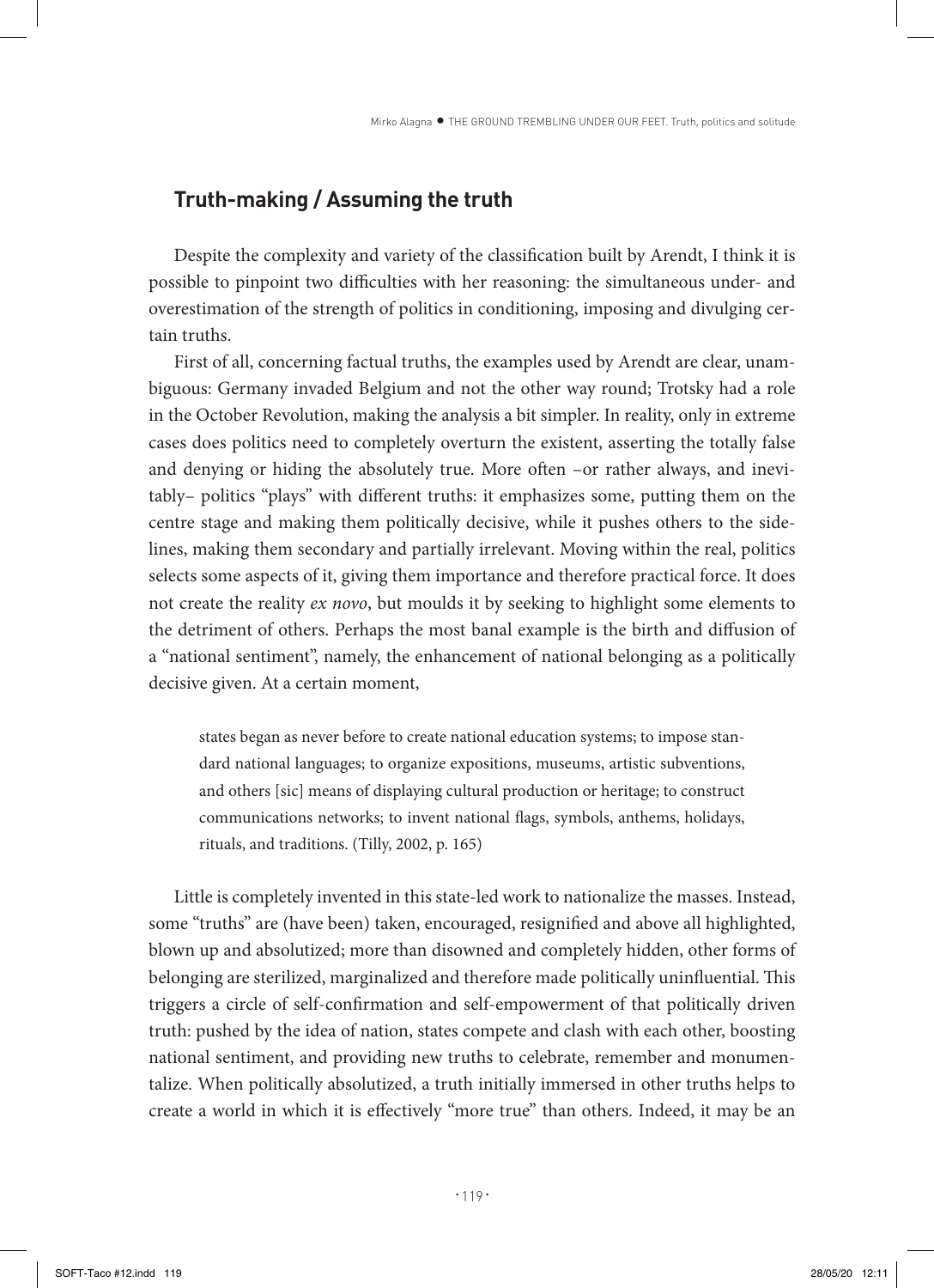## Truth-making / Assuming the truth

Despite the complexity and variety of the classification built by Arendt, I think it is possible to pinpoint two difficulties with her reasoning: the simultaneous under- and overestimation of the strength of politics in conditioning, imposing and divulging certain truths.

First of all, concerning factual truths, the examples used by Arendt are clear, unambiguous: Germany invaded Belgium and not the other way round; Trotsky had a role in the October Revolution, making the analysis a bit simpler. In reality, only in extreme cases does politics need to completely overturn the existent, asserting the totally false and denying or hiding the absolutely true. More often –or rather always, and inevitably– politics "plays" with different truths: it emphasizes some, putting them on the centre stage and making them politically decisive, while it pushes others to the sidelines, making them secondary and partially irrelevant. Moving within the real, politics selects some aspects of it, giving them importance and therefore practical force. It does not create the reality *ex novo*, but moulds it by seeking to highlight some elements to the detriment of others. Perhaps the most banal example is the birth and diffusion of a "national sentiment", namely, the enhancement of national belonging as a politically decisive given. At a certain moment,

> states began as never before to create national education systems; to impose standard national languages; to organize expositions, museums, artistic subventions, and others [sic] means of displaying cultural production or heritage; to construct communications networks; to invent national flags, symbols, anthems, holidays, rituals, and traditions. (Tilly, 2002, p. 165)

Little is completely invented in this state-led work to nationalize the masses. Instead, some "truths" are (have been) taken, encouraged, resignified and above all highlighted, blown up and absolutized; more than disowned and completely hidden, other forms of belonging are sterilized, marginalized and therefore made politically uninfluential. This triggers a circle of self-confirmation and self-empowerment of that politically driven truth: pushed by the idea of nation, states compete and clash with each other, boosting national sentiment, and providing new truths to celebrate, remember and monumentalize. When politically absolutized, a truth initially immersed in other truths helps to create a world in which it is effectively "more true" than others. Indeed, it may be an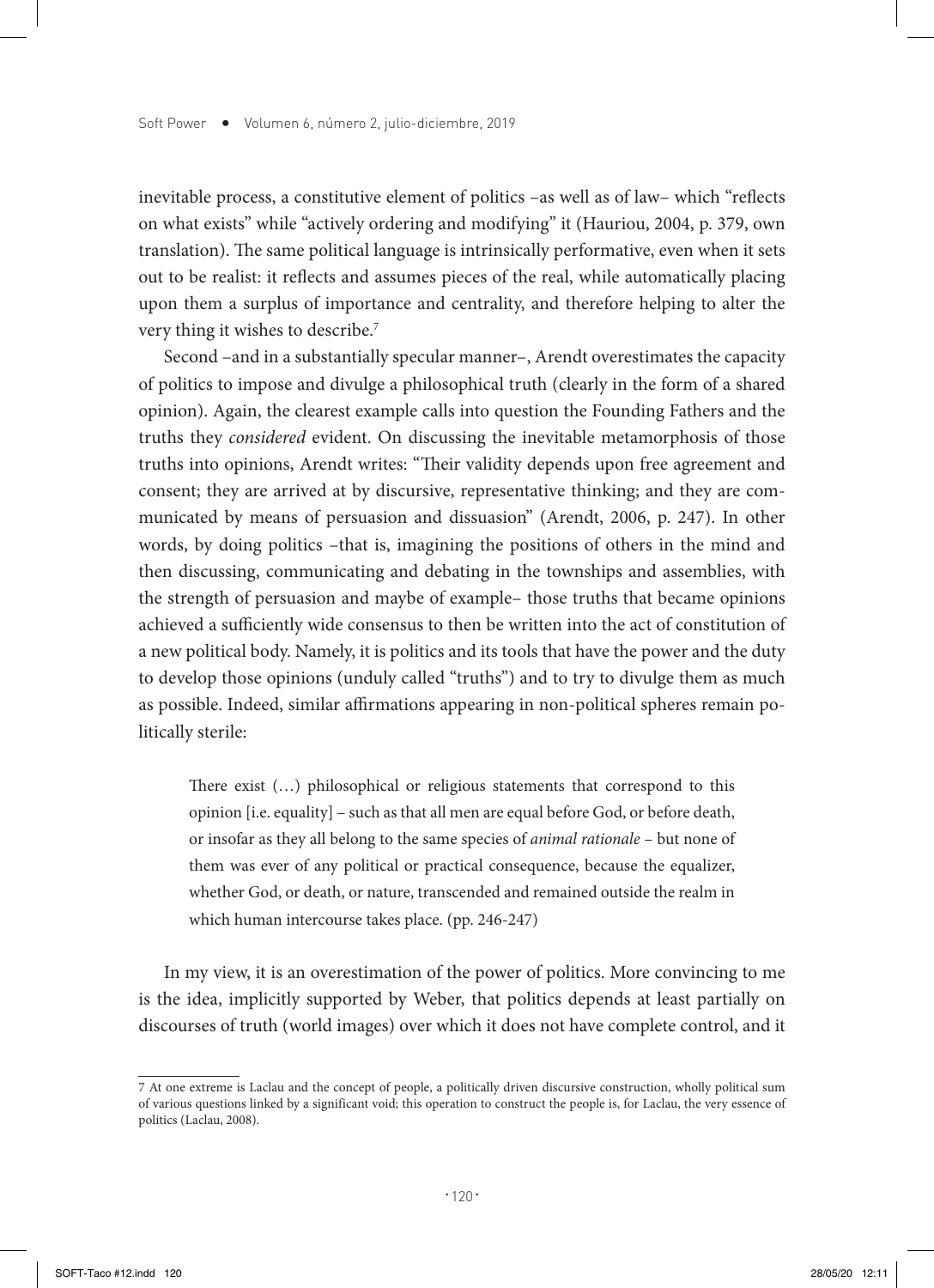inevitable process, a constitutive element of politics –as well as of law– which "reflects on what exists" while "actively ordering and modifying" it (Hauriou, 2004, p. 379, own translation). The same political language is intrinsically performative, even when it sets out to be realist: it reflects and assumes pieces of the real, while automatically placing upon them a surplus of importance and centrality, and therefore helping to alter the very thing it wishes to describe.[7]

Second –and in a substantially specular manner–, Arendt overestimates the capacity of politics to impose and divulge a philosophical truth (clearly in the form of a shared opinion). Again, the clearest example calls into question the Founding Fathers and the truths they *considered* evident. On discussing the inevitable metamorphosis of those truths into opinions, Arendt writes: "Their validity depends upon free agreement and consent; they are arrived at by discursive, representative thinking; and they are communicated by means of persuasion and dissuasion" (Arendt, 2006, p. 247). In other words, by doing politics –that is, imagining the positions of others in the mind and then discussing, communicating and debating in the townships and assemblies, with the strength of persuasion and maybe of example– those truths that became opinions achieved a sufficiently wide consensus to then be written into the act of constitution of a new political body. Namely, it is politics and its tools that have the power and the duty to develop those opinions (unduly called "truths") and to try to divulge them as much as possible. Indeed, similar affirmations appearing in non-political spheres remain politically sterile:

> There exist (…) philosophical or religious statements that correspond to this opinion [i.e. equality] – such as that all men are equal before God, or before death, or insofar as they all belong to the same species of *animal rationale* – but none of them was ever of any political or practical consequence, because the equalizer, whether God, or death, or nature, transcended and remained outside the realm in which human intercourse takes place. (pp. 246-247)

In my view, it is an overestimation of the power of politics. More convincing to me is the idea, implicitly supported by Weber, that politics depends at least partially on discourses of truth (world images) over which it does not have complete control, and it

---

[7] At one extreme is Laclau and the concept of people, a politically driven discursive construction, wholly political sum of various questions linked by a significant void; this operation to construct the people is, for Laclau, the very essence of politics (Laclau, 2008).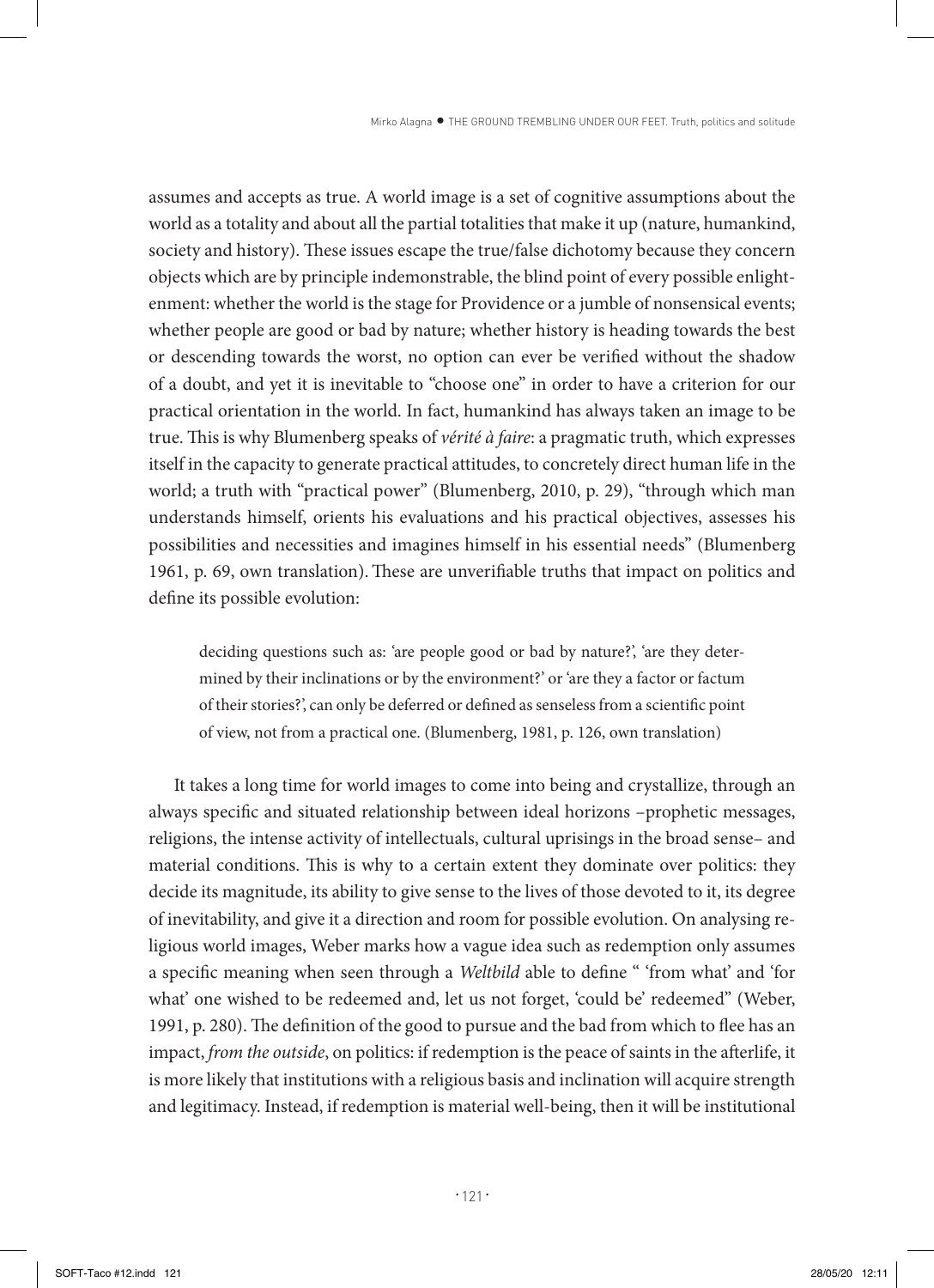assumes and accepts as true. A world image is a set of cognitive assumptions about the world as a totality and about all the partial totalities that make it up (nature, humankind, society and history). These issues escape the true/false dichotomy because they concern objects which are by principle indemonstrable, the blind point of every possible enlightenment: whether the world is the stage for Providence or a jumble of nonsensical events; whether people are good or bad by nature; whether history is heading towards the best or descending towards the worst, no option can ever be verified without the shadow of a doubt, and yet it is inevitable to "choose one" in order to have a criterion for our practical orientation in the world. In fact, humankind has always taken an image to be true. This is why Blumenberg speaks of *vérité à faire*: a pragmatic truth, which expresses itself in the capacity to generate practical attitudes, to concretely direct human life in the world; a truth with "practical power" (Blumenberg, 2010, p. 29), "through which man understands himself, orients his evaluations and his practical objectives, assesses his possibilities and necessities and imagines himself in his essential needs" (Blumenberg 1961, p. 69, own translation). These are unverifiable truths that impact on politics and define its possible evolution:

> deciding questions such as: 'are people good or bad by nature?', 'are they determined by their inclinations or by the environment?' or 'are they a factor or factum of their stories?', can only be deferred or defined as senseless from a scientific point of view, not from a practical one. (Blumenberg, 1981, p. 126, own translation)

It takes a long time for world images to come into being and crystallize, through an always specific and situated relationship between ideal horizons –prophetic messages, religions, the intense activity of intellectuals, cultural uprisings in the broad sense– and material conditions. This is why to a certain extent they dominate over politics: they decide its magnitude, its ability to give sense to the lives of those devoted to it, its degree of inevitability, and give it a direction and room for possible evolution. On analysing religious world images, Weber marks how a vague idea such as redemption only assumes a specific meaning when seen through a *Weltbild* able to define " 'from what' and 'for what' one wished to be redeemed and, let us not forget, 'could be' redeemed" (Weber, 1991, p. 280). The definition of the good to pursue and the bad from which to flee has an impact, *from the outside*, on politics: if redemption is the peace of saints in the afterlife, it is more likely that institutions with a religious basis and inclination will acquire strength and legitimacy. Instead, if redemption is material well-being, then it will be institutional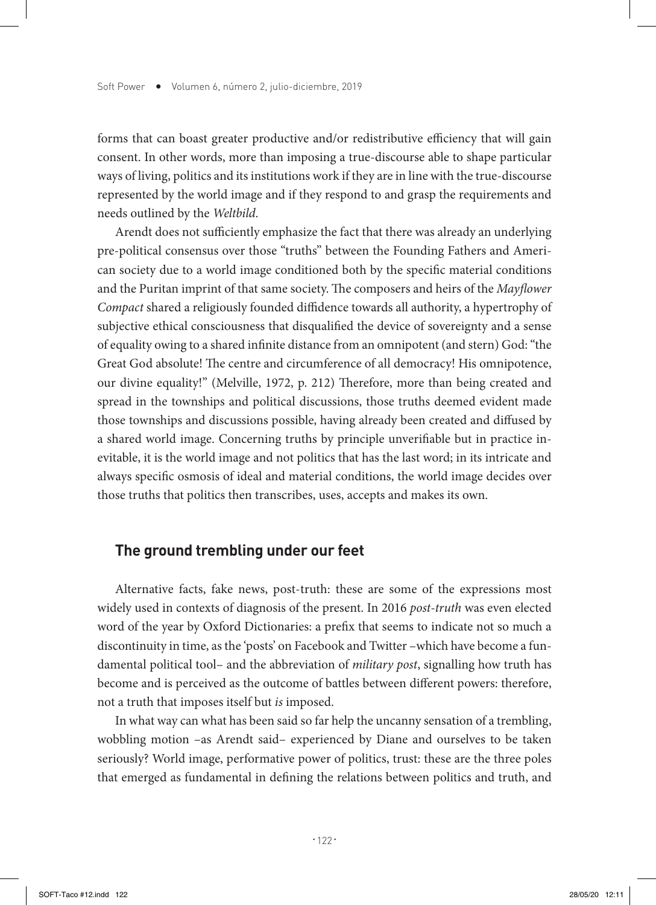forms that can boast greater productive and/or redistributive efficiency that will gain consent. In other words, more than imposing a true-discourse able to shape particular ways of living, politics and its institutions work if they are in line with the true-discourse represented by the world image and if they respond to and grasp the requirements and needs outlined by the *Weltbild*.

Arendt does not sufficiently emphasize the fact that there was already an underlying pre-political consensus over those "truths" between the Founding Fathers and American society due to a world image conditioned both by the specific material conditions and the Puritan imprint of that same society. The composers and heirs of the *Mayflower Compact* shared a religiously founded diffidence towards all authority, a hypertrophy of subjective ethical consciousness that disqualified the device of sovereignty and a sense of equality owing to a shared infinite distance from an omnipotent (and stern) God: "the Great God absolute! The centre and circumference of all democracy! His omnipotence, our divine equality!" (Melville, 1972, p. 212) Therefore, more than being created and spread in the townships and political discussions, those truths deemed evident made those townships and discussions possible, having already been created and diffused by a shared world image. Concerning truths by principle unverifiable but in practice inevitable, it is the world image and not politics that has the last word; in its intricate and always specific osmosis of ideal and material conditions, the world image decides over those truths that politics then transcribes, uses, accepts and makes its own.

## The ground trembling under our feet

Alternative facts, fake news, post-truth: these are some of the expressions most widely used in contexts of diagnosis of the present. In 2016 *post-truth* was even elected word of the year by Oxford Dictionaries: a prefix that seems to indicate not so much a discontinuity in time, as the 'posts' on Facebook and Twitter –which have become a fundamental political tool– and the abbreviation of *military post*, signalling how truth has become and is perceived as the outcome of battles between different powers: therefore, not a truth that imposes itself but *is* imposed.

In what way can what has been said so far help the uncanny sensation of a trembling, wobbling motion –as Arendt said– experienced by Diane and ourselves to be taken seriously? World image, performative power of politics, trust: these are the three poles that emerged as fundamental in defining the relations between politics and truth, and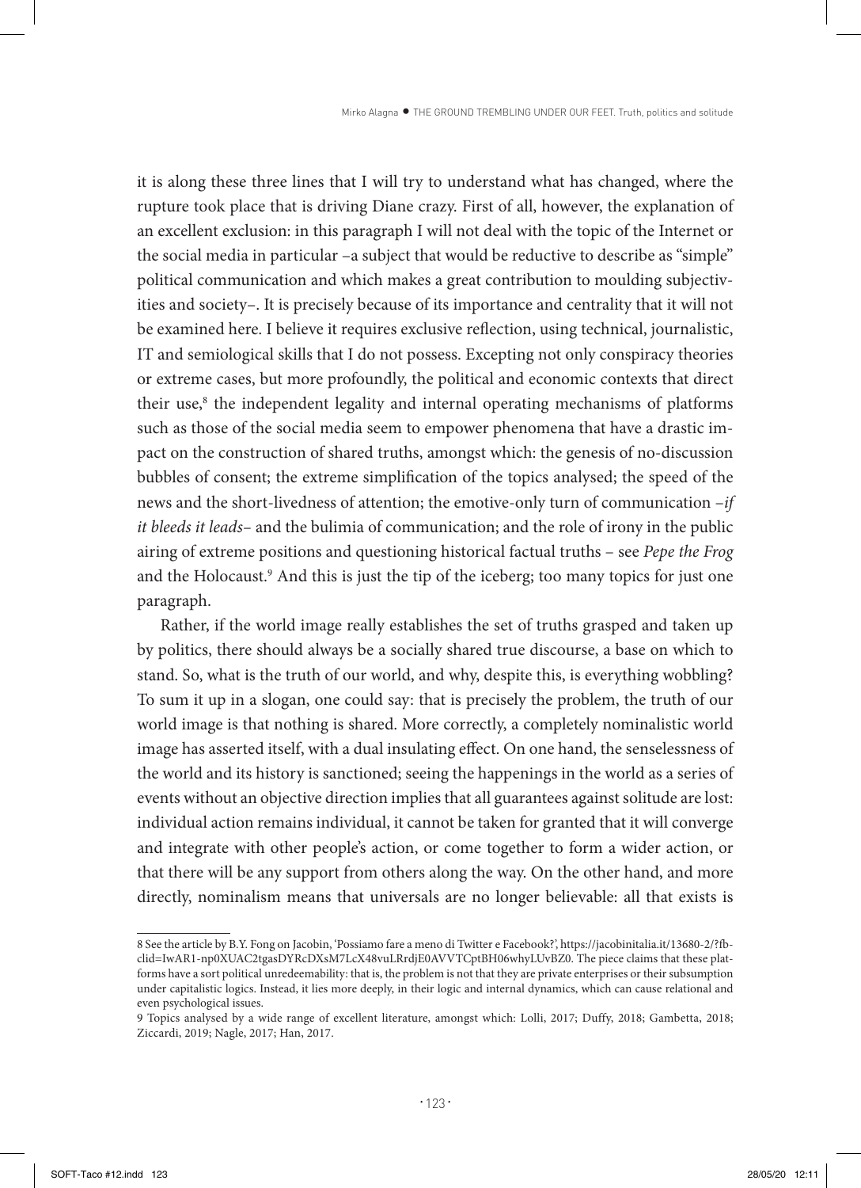it is along these three lines that I will try to understand what has changed, where the rupture took place that is driving Diane crazy. First of all, however, the explanation of an excellent exclusion: in this paragraph I will not deal with the topic of the Internet or the social media in particular –a subject that would be reductive to describe as "simple" political communication and which makes a great contribution to moulding subjectivities and society–. It is precisely because of its importance and centrality that it will not be examined here. I believe it requires exclusive reflection, using technical, journalistic, IT and semiological skills that I do not possess. Excepting not only conspiracy theories or extreme cases, but more profoundly, the political and economic contexts that direct their use,[8] the independent legality and internal operating mechanisms of platforms such as those of the social media seem to empower phenomena that have a drastic impact on the construction of shared truths, amongst which: the genesis of no-discussion bubbles of consent; the extreme simplification of the topics analysed; the speed of the news and the short-livedness of attention; the emotive-only turn of communication –*if it bleeds it leads*– and the bulimia of communication; and the role of irony in the public airing of extreme positions and questioning historical factual truths – see *Pepe the Frog* and the Holocaust.[9] And this is just the tip of the iceberg; too many topics for just one paragraph.

Rather, if the world image really establishes the set of truths grasped and taken up by politics, there should always be a socially shared true discourse, a base on which to stand. So, what is the truth of our world, and why, despite this, is everything wobbling? To sum it up in a slogan, one could say: that is precisely the problem, the truth of our world image is that nothing is shared. More correctly, a completely nominalistic world image has asserted itself, with a dual insulating effect. On one hand, the senselessness of the world and its history is sanctioned; seeing the happenings in the world as a series of events without an objective direction implies that all guarantees against solitude are lost: individual action remains individual, it cannot be taken for granted that it will converge and integrate with other people's action, or come together to form a wider action, or that there will be any support from others along the way. On the other hand, and more directly, nominalism means that universals are no longer believable: all that exists is

8 See the article by B.Y. Fong on Jacobin, 'Possiamo fare a meno di Twitter e Facebook?', https://jacobinitalia.it/13680-2/?fbclid=IwAR1-np0XUAC2tgasDYRcDXsM7LcX48vuLRrdjE0AVVTCptBH06whyLUvBZ0. The piece claims that these platforms have a sort political unredeemability: that is, the problem is not that they are private enterprises or their subsumption under capitalistic logics. Instead, it lies more deeply, in their logic and internal dynamics, which can cause relational and even psychological issues.

9 Topics analysed by a wide range of excellent literature, amongst which: Lolli, 2017; Duffy, 2018; Gambetta, 2018; Ziccardi, 2019; Nagle, 2017; Han, 2017.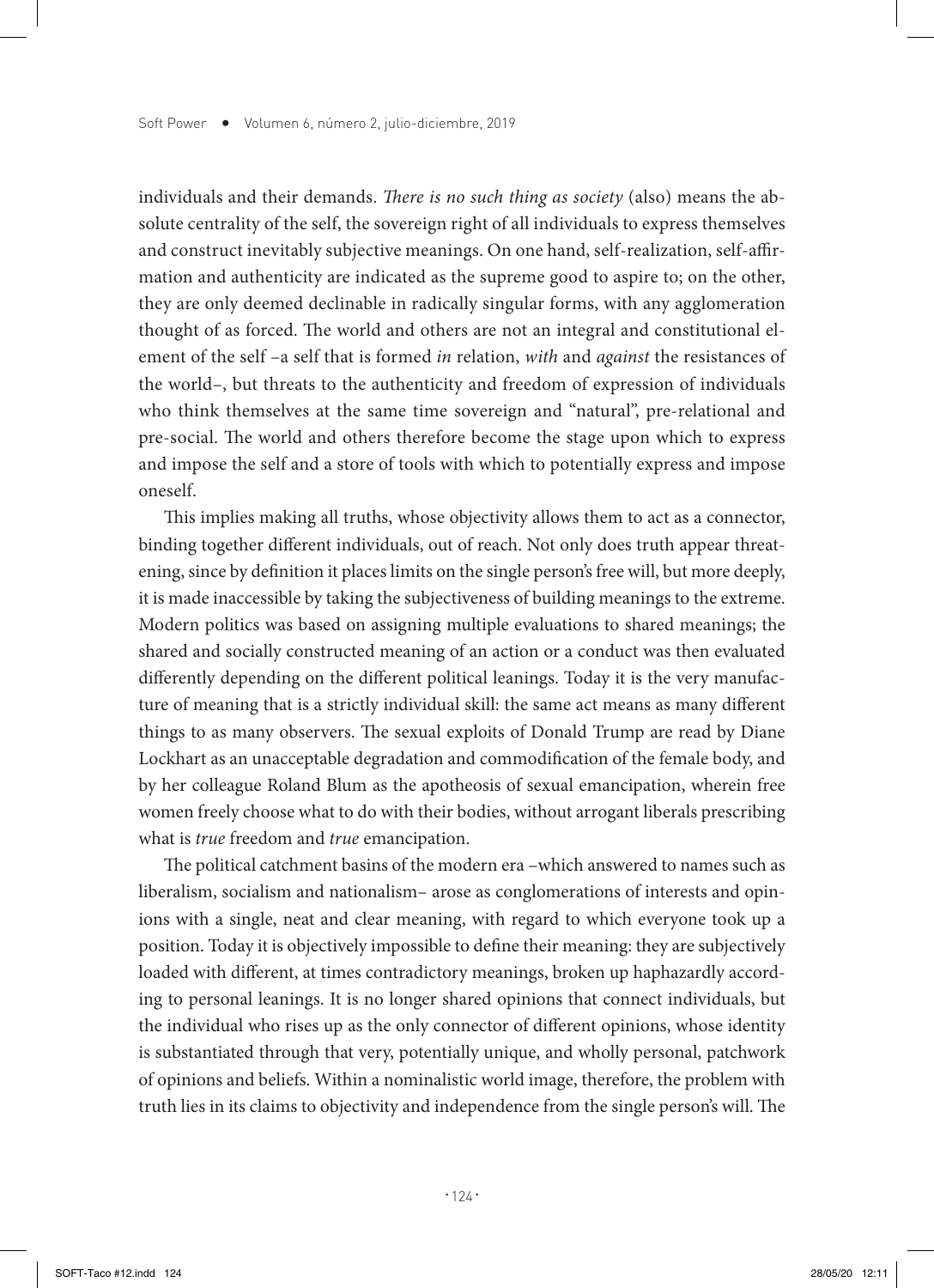individuals and their demands. *There is no such thing as society* (also) means the absolute centrality of the self, the sovereign right of all individuals to express themselves and construct inevitably subjective meanings. On one hand, self-realization, self-affirmation and authenticity are indicated as the supreme good to aspire to; on the other, they are only deemed declinable in radically singular forms, with any agglomeration thought of as forced. The world and others are not an integral and constitutional element of the self –a self that is formed *in* relation, *with* and *against* the resistances of the world–, but threats to the authenticity and freedom of expression of individuals who think themselves at the same time sovereign and "natural", pre-relational and pre-social. The world and others therefore become the stage upon which to express and impose the self and a store of tools with which to potentially express and impose oneself.

This implies making all truths, whose objectivity allows them to act as a connector, binding together different individuals, out of reach. Not only does truth appear threatening, since by definition it places limits on the single person's free will, but more deeply, it is made inaccessible by taking the subjectiveness of building meanings to the extreme. Modern politics was based on assigning multiple evaluations to shared meanings; the shared and socially constructed meaning of an action or a conduct was then evaluated differently depending on the different political leanings. Today it is the very manufacture of meaning that is a strictly individual skill: the same act means as many different things to as many observers. The sexual exploits of Donald Trump are read by Diane Lockhart as an unacceptable degradation and commodification of the female body, and by her colleague Roland Blum as the apotheosis of sexual emancipation, wherein free women freely choose what to do with their bodies, without arrogant liberals prescribing what is *true* freedom and *true* emancipation.

The political catchment basins of the modern era –which answered to names such as liberalism, socialism and nationalism– arose as conglomerations of interests and opinions with a single, neat and clear meaning, with regard to which everyone took up a position. Today it is objectively impossible to define their meaning: they are subjectively loaded with different, at times contradictory meanings, broken up haphazardly according to personal leanings. It is no longer shared opinions that connect individuals, but the individual who rises up as the only connector of different opinions, whose identity is substantiated through that very, potentially unique, and wholly personal, patchwork of opinions and beliefs. Within a nominalistic world image, therefore, the problem with truth lies in its claims to objectivity and independence from the single person's will. The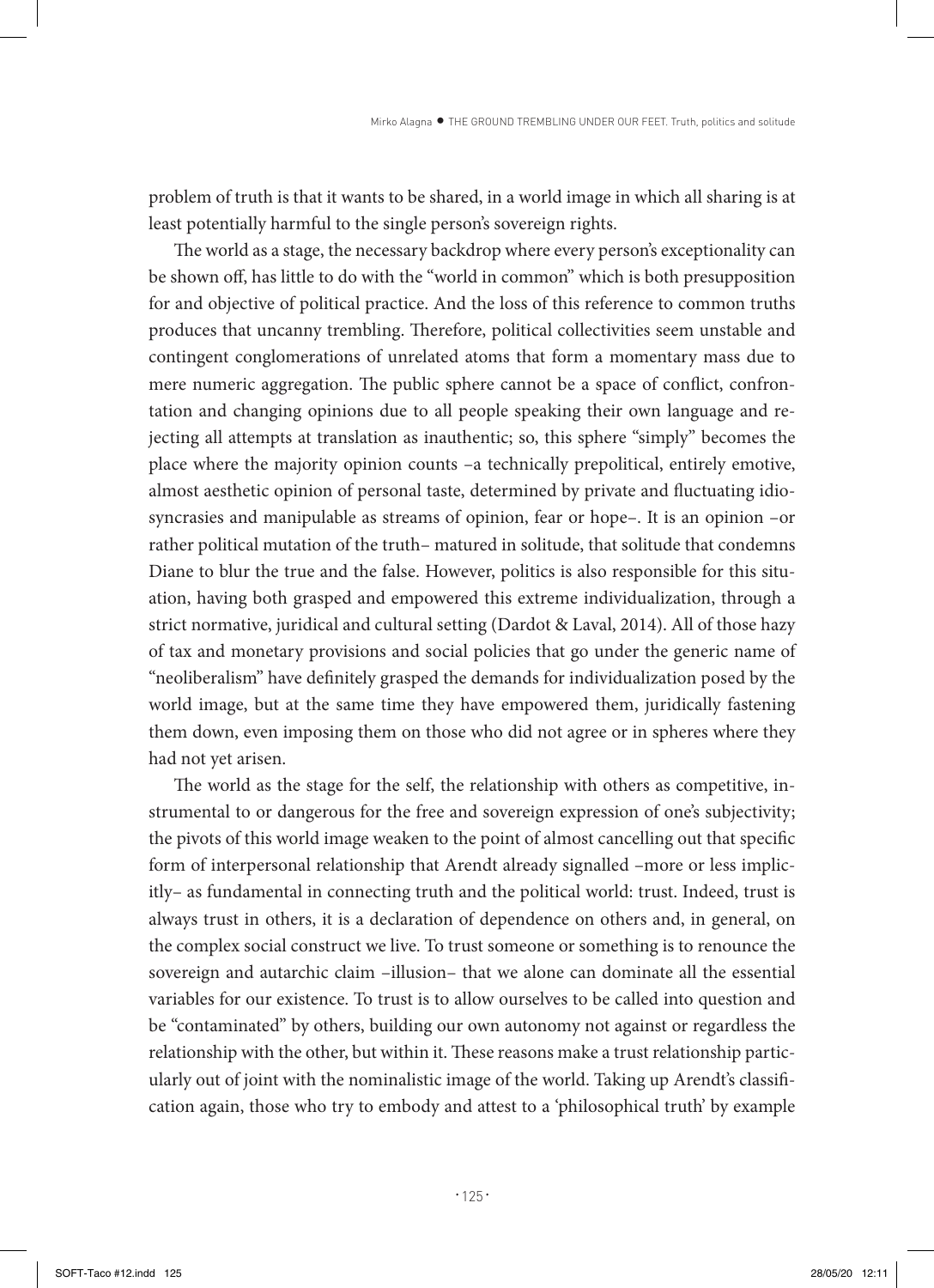problem of truth is that it wants to be shared, in a world image in which all sharing is at least potentially harmful to the single person's sovereign rights.

The world as a stage, the necessary backdrop where every person's exceptionality can be shown off, has little to do with the "world in common" which is both presupposition for and objective of political practice. And the loss of this reference to common truths produces that uncanny trembling. Therefore, political collectivities seem unstable and contingent conglomerations of unrelated atoms that form a momentary mass due to mere numeric aggregation. The public sphere cannot be a space of conflict, confrontation and changing opinions due to all people speaking their own language and rejecting all attempts at translation as inauthentic; so, this sphere "simply" becomes the place where the majority opinion counts –a technically prepolitical, entirely emotive, almost aesthetic opinion of personal taste, determined by private and fluctuating idiosyncrasies and manipulable as streams of opinion, fear or hope–. It is an opinion –or rather political mutation of the truth– matured in solitude, that solitude that condemns Diane to blur the true and the false. However, politics is also responsible for this situation, having both grasped and empowered this extreme individualization, through a strict normative, juridical and cultural setting (Dardot & Laval, 2014). All of those hazy of tax and monetary provisions and social policies that go under the generic name of "neoliberalism" have definitely grasped the demands for individualization posed by the world image, but at the same time they have empowered them, juridically fastening them down, even imposing them on those who did not agree or in spheres where they had not yet arisen.

The world as the stage for the self, the relationship with others as competitive, instrumental to or dangerous for the free and sovereign expression of one's subjectivity; the pivots of this world image weaken to the point of almost cancelling out that specific form of interpersonal relationship that Arendt already signalled –more or less implicitly– as fundamental in connecting truth and the political world: trust. Indeed, trust is always trust in others, it is a declaration of dependence on others and, in general, on the complex social construct we live. To trust someone or something is to renounce the sovereign and autarchic claim –illusion– that we alone can dominate all the essential variables for our existence. To trust is to allow ourselves to be called into question and be "contaminated" by others, building our own autonomy not against or regardless the relationship with the other, but within it. These reasons make a trust relationship particularly out of joint with the nominalistic image of the world. Taking up Arendt's classification again, those who try to embody and attest to a 'philosophical truth' by example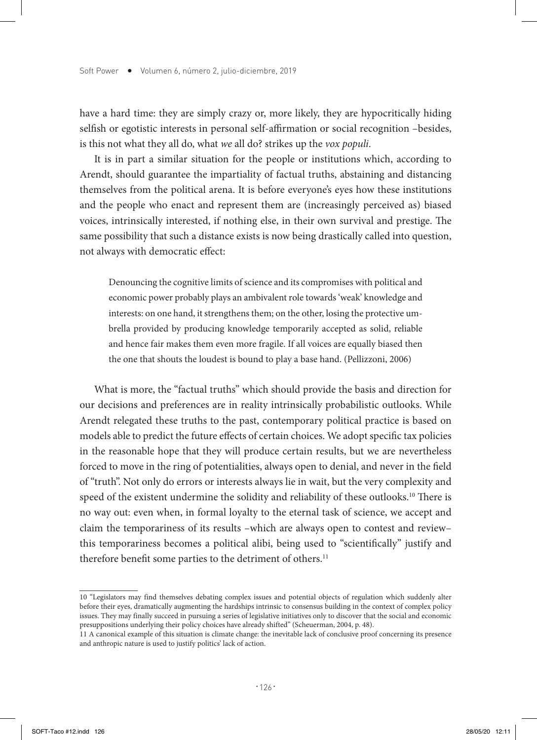have a hard time: they are simply crazy or, more likely, they are hypocritically hiding selfish or egotistic interests in personal self-affirmation or social recognition –besides, is this not what they all do, what *we* all do? strikes up the *vox populi*.

It is in part a similar situation for the people or institutions which, according to Arendt, should guarantee the impartiality of factual truths, abstaining and distancing themselves from the political arena. It is before everyone's eyes how these institutions and the people who enact and represent them are (increasingly perceived as) biased voices, intrinsically interested, if nothing else, in their own survival and prestige. The same possibility that such a distance exists is now being drastically called into question, not always with democratic effect:

> Denouncing the cognitive limits of science and its compromises with political and economic power probably plays an ambivalent role towards 'weak' knowledge and interests: on one hand, it strengthens them; on the other, losing the protective umbrella provided by producing knowledge temporarily accepted as solid, reliable and hence fair makes them even more fragile. If all voices are equally biased then the one that shouts the loudest is bound to play a base hand. (Pellizzoni, 2006)

What is more, the "factual truths" which should provide the basis and direction for our decisions and preferences are in reality intrinsically probabilistic outlooks. While Arendt relegated these truths to the past, contemporary political practice is based on models able to predict the future effects of certain choices. We adopt specific tax policies in the reasonable hope that they will produce certain results, but we are nevertheless forced to move in the ring of potentialities, always open to denial, and never in the field of "truth". Not only do errors or interests always lie in wait, but the very complexity and speed of the existent undermine the solidity and reliability of these outlooks.[10] There is no way out: even when, in formal loyalty to the eternal task of science, we accept and claim the temporariness of its results –which are always open to contest and review– this temporariness becomes a political alibi, being used to "scientifically" justify and therefore benefit some parties to the detriment of others.[11]

---

10 "Legislators may find themselves debating complex issues and potential objects of regulation which suddenly alter before their eyes, dramatically augmenting the hardships intrinsic to consensus building in the context of complex policy issues. They may finally succeed in pursuing a series of legislative initiatives only to discover that the social and economic presuppositions underlying their policy choices have already shifted" (Scheuerman, 2004, p. 48).

11 A canonical example of this situation is climate change: the inevitable lack of conclusive proof concerning its presence and anthropic nature is used to justify politics' lack of action.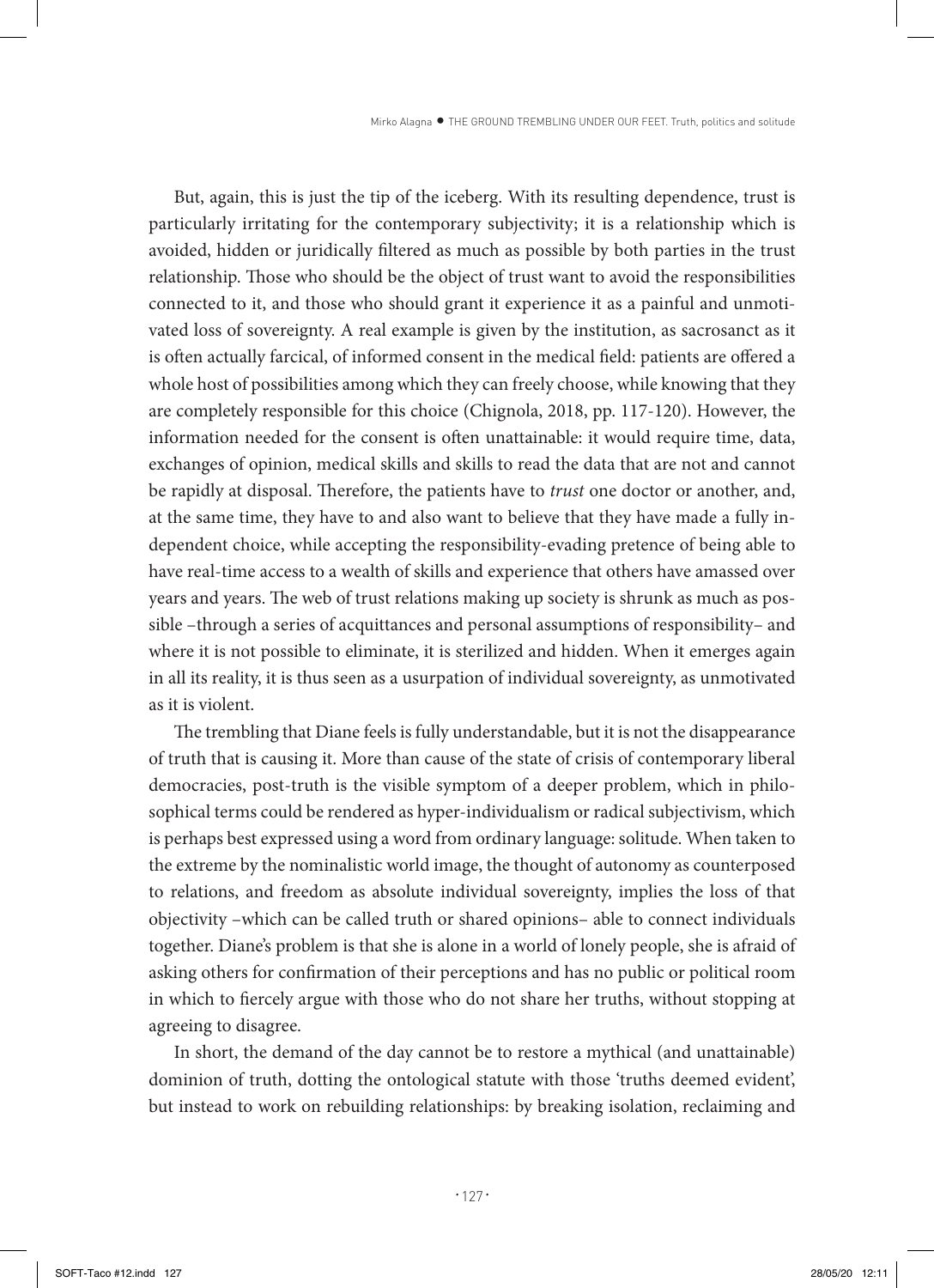But, again, this is just the tip of the iceberg. With its resulting dependence, trust is particularly irritating for the contemporary subjectivity; it is a relationship which is avoided, hidden or juridically filtered as much as possible by both parties in the trust relationship. Those who should be the object of trust want to avoid the responsibilities connected to it, and those who should grant it experience it as a painful and unmotivated loss of sovereignty. A real example is given by the institution, as sacrosanct as it is often actually farcical, of informed consent in the medical field: patients are offered a whole host of possibilities among which they can freely choose, while knowing that they are completely responsible for this choice (Chignola, 2018, pp. 117-120). However, the information needed for the consent is often unattainable: it would require time, data, exchanges of opinion, medical skills and skills to read the data that are not and cannot be rapidly at disposal. Therefore, the patients have to *trust* one doctor or another, and, at the same time, they have to and also want to believe that they have made a fully independent choice, while accepting the responsibility-evading pretence of being able to have real-time access to a wealth of skills and experience that others have amassed over years and years. The web of trust relations making up society is shrunk as much as possible –through a series of acquittances and personal assumptions of responsibility– and where it is not possible to eliminate, it is sterilized and hidden. When it emerges again in all its reality, it is thus seen as a usurpation of individual sovereignty, as unmotivated as it is violent.

The trembling that Diane feels is fully understandable, but it is not the disappearance of truth that is causing it. More than cause of the state of crisis of contemporary liberal democracies, post-truth is the visible symptom of a deeper problem, which in philosophical terms could be rendered as hyper-individualism or radical subjectivism, which is perhaps best expressed using a word from ordinary language: solitude. When taken to the extreme by the nominalistic world image, the thought of autonomy as counterposed to relations, and freedom as absolute individual sovereignty, implies the loss of that objectivity –which can be called truth or shared opinions– able to connect individuals together. Diane's problem is that she is alone in a world of lonely people, she is afraid of asking others for confirmation of their perceptions and has no public or political room in which to fiercely argue with those who do not share her truths, without stopping at agreeing to disagree.

In short, the demand of the day cannot be to restore a mythical (and unattainable) dominion of truth, dotting the ontological statute with those 'truths deemed evident', but instead to work on rebuilding relationships: by breaking isolation, reclaiming and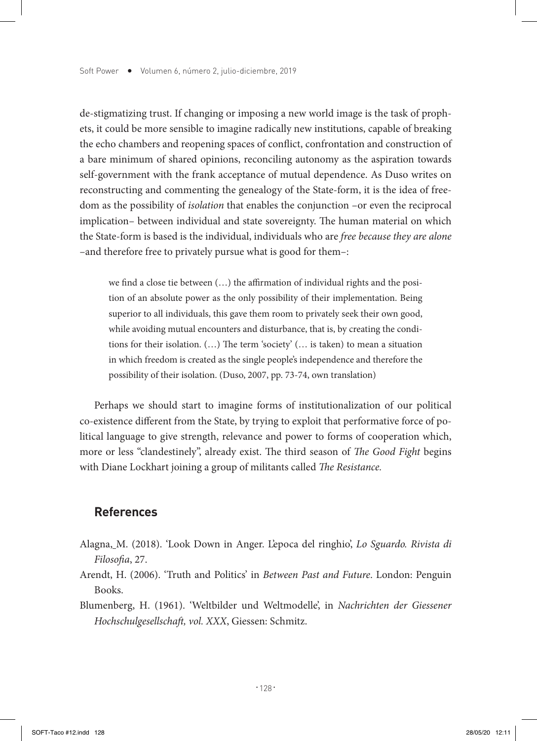de-stigmatizing trust. If changing or imposing a new world image is the task of prophets, it could be more sensible to imagine radically new institutions, capable of breaking the echo chambers and reopening spaces of conflict, confrontation and construction of a bare minimum of shared opinions, reconciling autonomy as the aspiration towards self-government with the frank acceptance of mutual dependence. As Duso writes on reconstructing and commenting the genealogy of the State-form, it is the idea of freedom as the possibility of *isolation* that enables the conjunction –or even the reciprocal implication– between individual and state sovereignty. The human material on which the State-form is based is the individual, individuals who are *free because they are alone* –and therefore free to privately pursue what is good for them–:

> we find a close tie between (…) the affirmation of individual rights and the position of an absolute power as the only possibility of their implementation. Being superior to all individuals, this gave them room to privately seek their own good, while avoiding mutual encounters and disturbance, that is, by creating the conditions for their isolation. (…) The term 'society' (… is taken) to mean a situation in which freedom is created as the single people's independence and therefore the possibility of their isolation. (Duso, 2007, pp. 73-74, own translation)

Perhaps we should start to imagine forms of institutionalization of our political co-existence different from the State, by trying to exploit that performative force of political language to give strength, relevance and power to forms of cooperation which, more or less "clandestinely", already exist. The third season of *The Good Fight* begins with Diane Lockhart joining a group of militants called *The Resistance.*

## References

Alagna, M. (2018). 'Look Down in Anger. L'epoca del ringhio', *Lo Sguardo. Rivista di Filosofia*, 27.

Arendt, H. (2006). 'Truth and Politics' in *Between Past and Future*. London: Penguin Books.

Blumenberg, H. (1961). 'Weltbilder und Weltmodelle', in *Nachrichten der Giessener Hochschulgesellschaft, vol. XXX*, Giessen: Schmitz.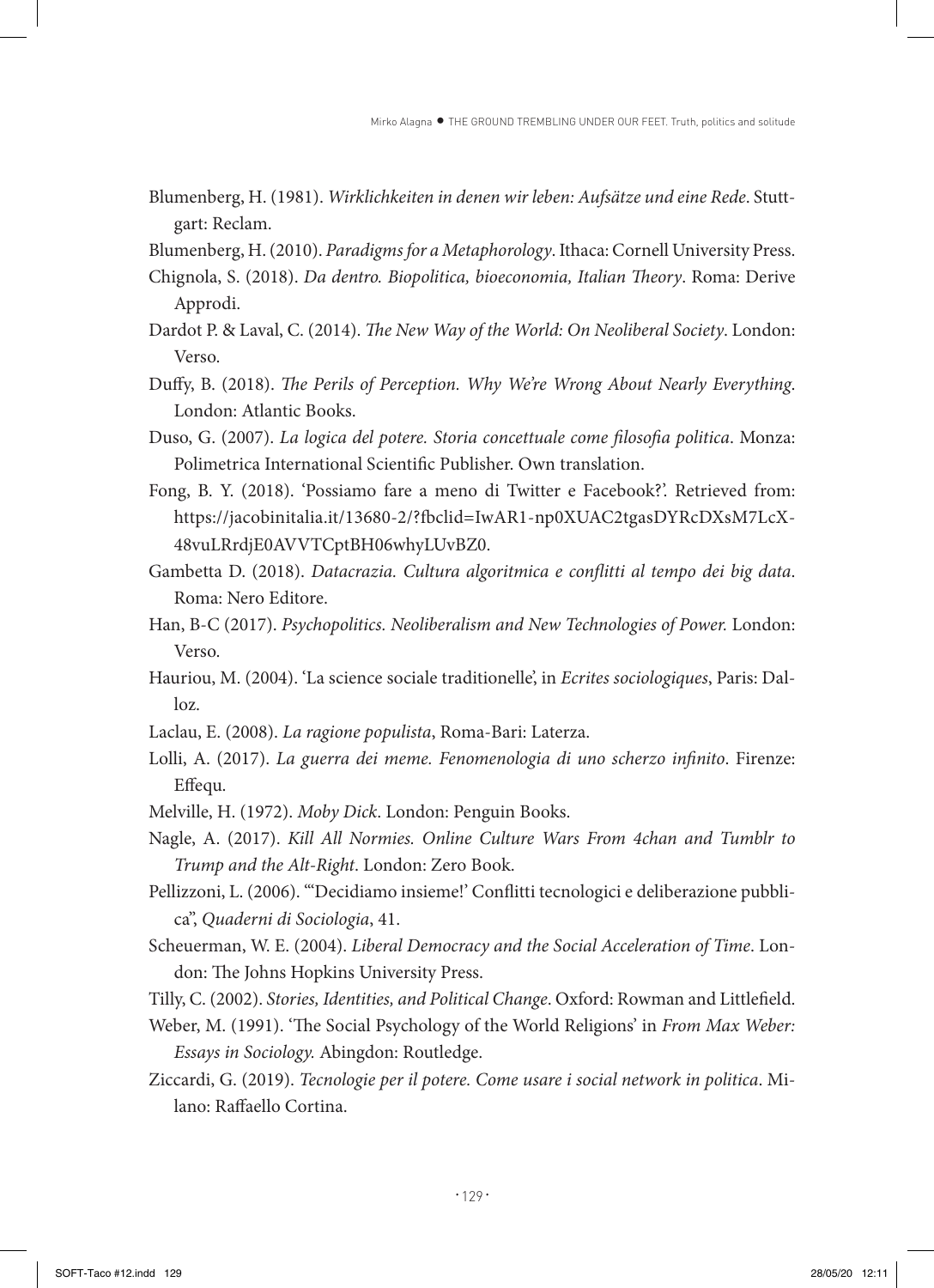Blumenberg, H. (1981). *Wirklichkeiten in denen wir leben: Aufsätze und eine Rede*. Stuttgart: Reclam.

Blumenberg, H. (2010). *Paradigms for a Metaphorology*. Ithaca: Cornell University Press.

Chignola, S. (2018). *Da dentro. Biopolitica, bioeconomia, Italian Theory*. Roma: Derive Approdi.

Dardot P. & Laval, C. (2014). *The New Way of the World: On Neoliberal Society*. London: Verso.

Duffy, B. (2018). *The Perils of Perception. Why We're Wrong About Nearly Everything*. London: Atlantic Books.

Duso, G. (2007). *La logica del potere. Storia concettuale come filosofia politica*. Monza: Polimetrica International Scientific Publisher. Own translation.

Fong, B. Y. (2018). 'Possiamo fare a meno di Twitter e Facebook?'. Retrieved from: https://jacobinitalia.it/13680-2/?fbclid=IwAR1-np0XUAC2tgasDYRcDXsM7LcX48vuLRrdjE0AVVTCptBH06whyLUvBZ0.

Gambetta D. (2018). *Datacrazia. Cultura algoritmica e conflitti al tempo dei big data*. Roma: Nero Editore.

Han, B-C (2017). *Psychopolitics. Neoliberalism and New Technologies of Power.* London: Verso.

Hauriou, M. (2004). 'La science sociale traditionelle', in *Ecrites sociologiques*, Paris: Dalloz.

Laclau, E. (2008). *La ragione populista*, Roma-Bari: Laterza.

Lolli, A. (2017). *La guerra dei meme. Fenomenologia di uno scherzo infinito*. Firenze: Effequ.

Melville, H. (1972). *Moby Dick*. London: Penguin Books.

Nagle, A. (2017). *Kill All Normies. Online Culture Wars From 4chan and Tumblr to Trump and the Alt-Right*. London: Zero Book.

Pellizzoni, L. (2006). "'Decidiamo insieme!' Conflitti tecnologici e deliberazione pubblica", *Quaderni di Sociologia*, 41.

Scheuerman, W. E. (2004). *Liberal Democracy and the Social Acceleration of Time*. London: The Johns Hopkins University Press.

Tilly, C. (2002). *Stories, Identities, and Political Change*. Oxford: Rowman and Littlefield.

Weber, M. (1991). 'The Social Psychology of the World Religions' in *From Max Weber: Essays in Sociology.* Abingdon: Routledge.

Ziccardi, G. (2019). *Tecnologie per il potere. Come usare i social network in politica*. Milano: Raffaello Cortina.